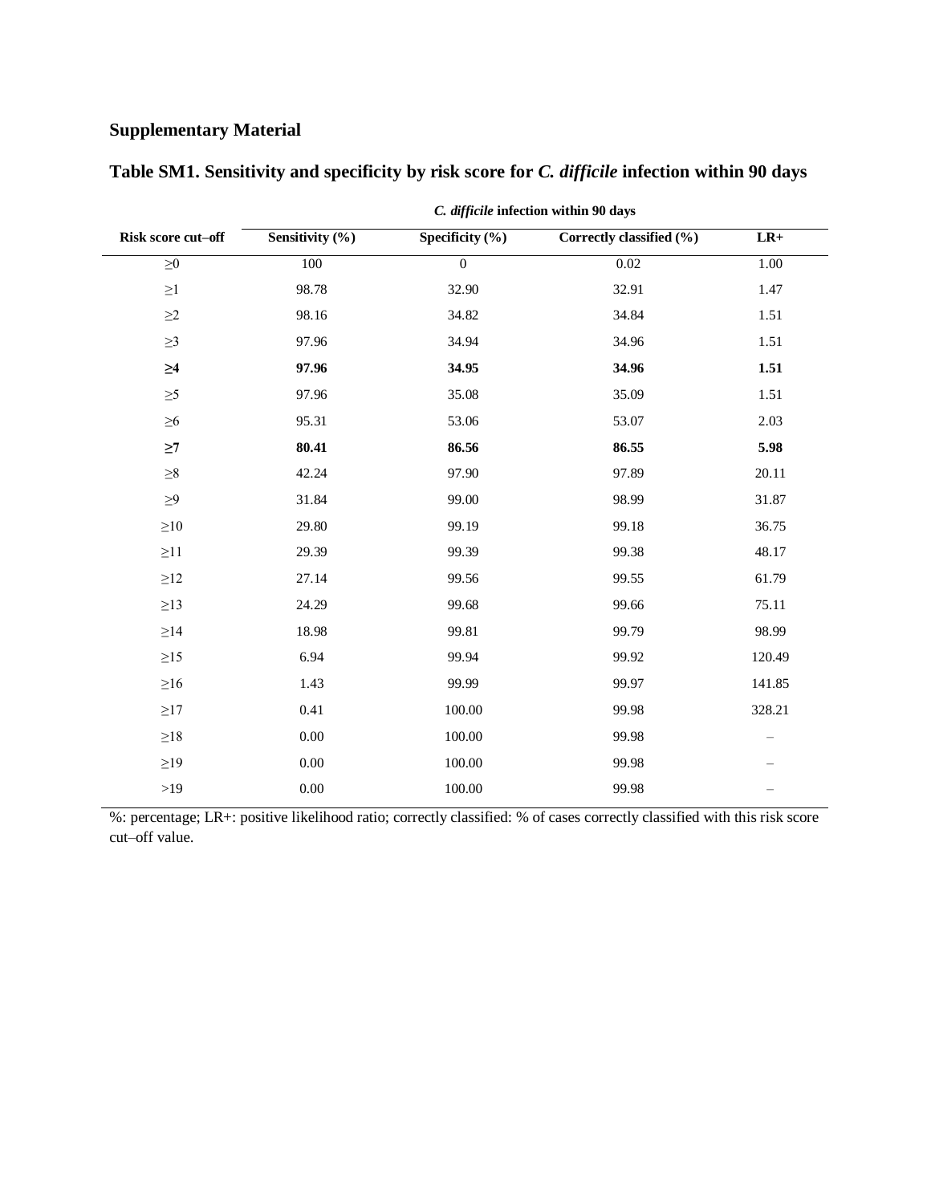## Supplementary Material

## Table SM1. Sensitivity and specificity by risk score for *C. difficile* infection within 90 days

| | *C. difficile* infection within 90 days | | | |
|---|---|---|---|---|
| **Risk score cut–off** | **Sensitivity (%)** | **Specificity (%)** | **Correctly classified (%)** | **LR+** |
| ≥0 | 100 | 0 | 0.02 | 1.00 |
| ≥1 | 98.78 | 32.90 | 32.91 | 1.47 |
| ≥2 | 98.16 | 34.82 | 34.84 | 1.51 |
| ≥3 | 97.96 | 34.94 | 34.96 | 1.51 |
| **≥4** | **97.96** | **34.95** | **34.96** | **1.51** |
| ≥5 | 97.96 | 35.08 | 35.09 | 1.51 |
| ≥6 | 95.31 | 53.06 | 53.07 | 2.03 |
| **≥7** | **80.41** | **86.56** | **86.55** | **5.98** |
| ≥8 | 42.24 | 97.90 | 97.89 | 20.11 |
| ≥9 | 31.84 | 99.00 | 98.99 | 31.87 |
| ≥10 | 29.80 | 99.19 | 99.18 | 36.75 |
| ≥11 | 29.39 | 99.39 | 99.38 | 48.17 |
| ≥12 | 27.14 | 99.56 | 99.55 | 61.79 |
| ≥13 | 24.29 | 99.68 | 99.66 | 75.11 |
| ≥14 | 18.98 | 99.81 | 99.79 | 98.99 |
| ≥15 | 6.94 | 99.94 | 99.92 | 120.49 |
| ≥16 | 1.43 | 99.99 | 99.97 | 141.85 |
| ≥17 | 0.41 | 100.00 | 99.98 | 328.21 |
| ≥18 | 0.00 | 100.00 | 99.98 | – |
| ≥19 | 0.00 | 100.00 | 99.98 | – |
| >19 | 0.00 | 100.00 | 99.98 | – |

%: percentage; LR+: positive likelihood ratio; correctly classified: % of cases correctly classified with this risk score cut–off value.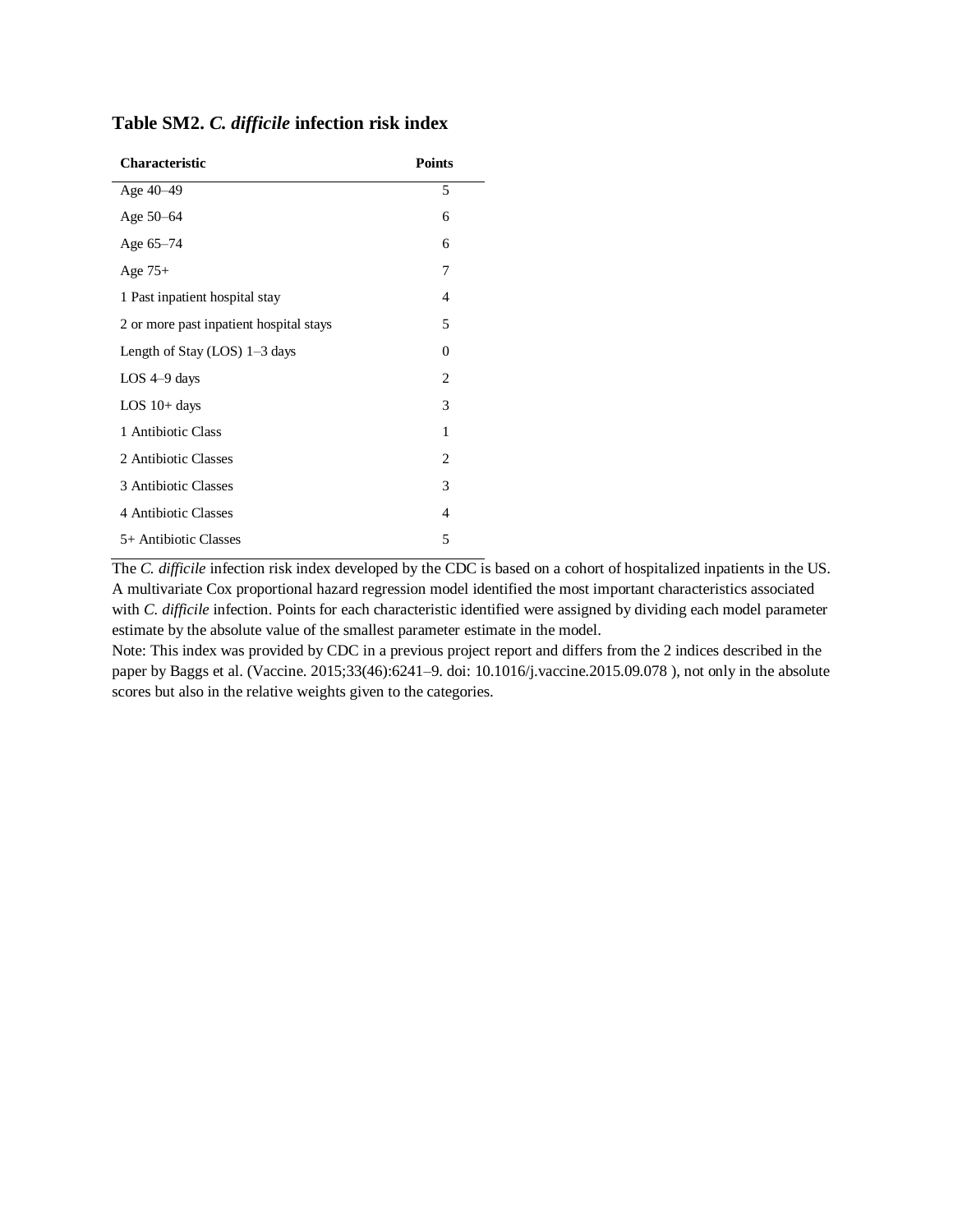**Table SM2.** ***C. difficile*** **infection risk index**

| Characteristic | Points |
|---|---|
| Age 40–49 | 5 |
| Age 50–64 | 6 |
| Age 65–74 | 6 |
| Age 75+ | 7 |
| 1 Past inpatient hospital stay | 4 |
| 2 or more past inpatient hospital stays | 5 |
| Length of Stay (LOS) 1–3 days | 0 |
| LOS 4–9 days | 2 |
| LOS 10+ days | 3 |
| 1 Antibiotic Class | 1 |
| 2 Antibiotic Classes | 2 |
| 3 Antibiotic Classes | 3 |
| 4 Antibiotic Classes | 4 |
| 5+ Antibiotic Classes | 5 |

The *C. difficile* infection risk index developed by the CDC is based on a cohort of hospitalized inpatients in the US. A multivariate Cox proportional hazard regression model identified the most important characteristics associated with *C. difficile* infection. Points for each characteristic identified were assigned by dividing each model parameter estimate by the absolute value of the smallest parameter estimate in the model.

Note: This index was provided by CDC in a previous project report and differs from the 2 indices described in the paper by Baggs et al. (Vaccine. 2015;33(46):6241–9. doi: 10.1016/j.vaccine.2015.09.078 ), not only in the absolute scores but also in the relative weights given to the categories.